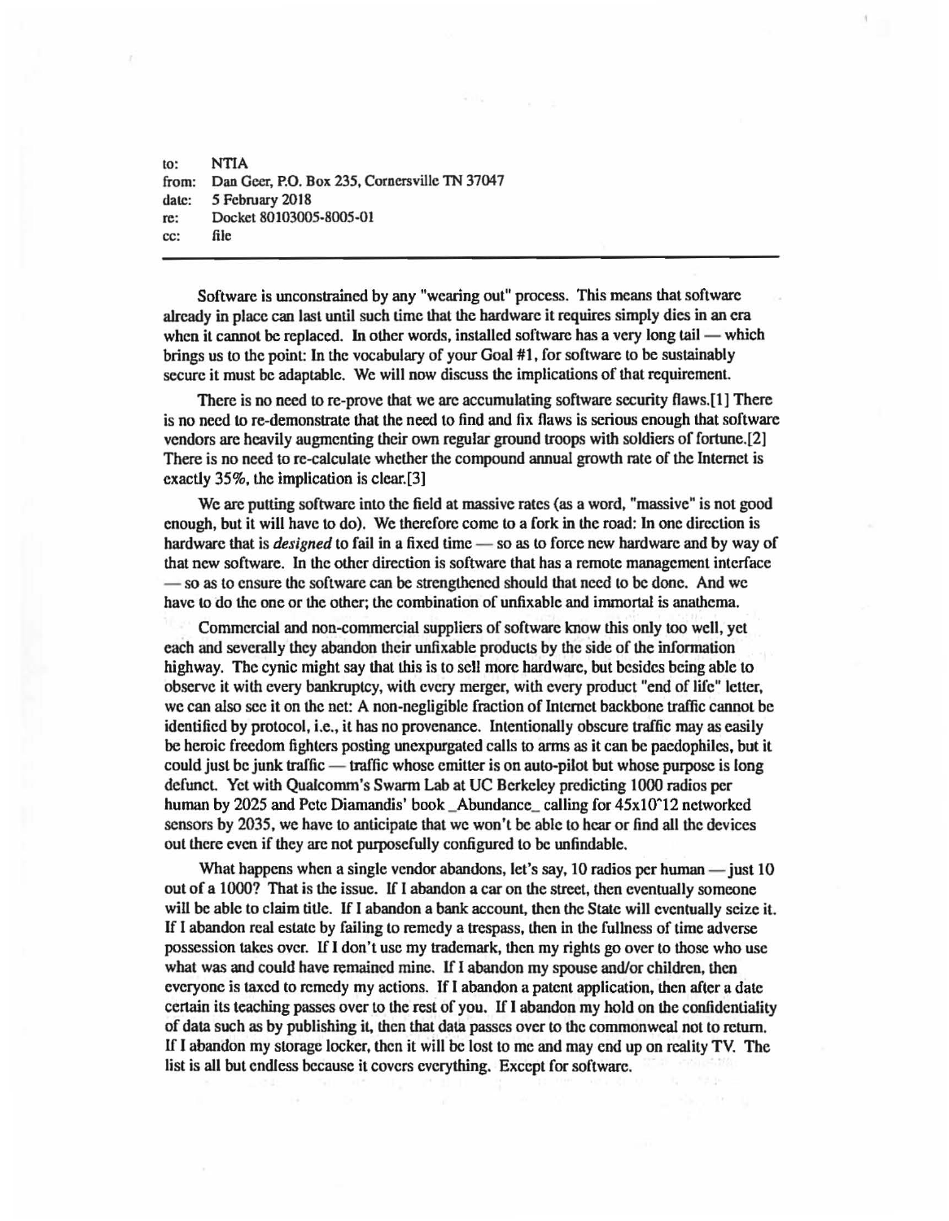to: NTIA
from: Dan Geer, P.O. Box 235, Cornersville TN 37047
date: 5 February 2018
re: Docket 80103005-8005-01
cc: file

---

Software is unconstrained by any "wearing out" process. This means that software already in place can last until such time that the hardware it requires simply dies in an era when it cannot be replaced. In other words, installed software has a very long tail — which brings us to the point: In the vocabulary of your Goal #1, for software to be sustainably secure it must be adaptable. We will now discuss the implications of that requirement.

There is no need to re-prove that we are accumulating software security flaws.[1] There is no need to re-demonstrate that the need to find and fix flaws is serious enough that software vendors are heavily augmenting their own regular ground troops with soldiers of fortune.[2] There is no need to re-calculate whether the compound annual growth rate of the Internet is exactly 35%, the implication is clear.[3]

We are putting software into the field at massive rates (as a word, "massive" is not good enough, but it will have to do). We therefore come to a fork in the road: In one direction is hardware that is *designed* to fail in a fixed time — so as to force new hardware and by way of that new software. In the other direction is software that has a remote management interface — so as to ensure the software can be strengthened should that need to be done. And we have to do the one or the other; the combination of unfixable and immortal is anathema.

Commercial and non-commercial suppliers of software know this only too well, yet each and severally they abandon their unfixable products by the side of the information highway. The cynic might say that this is to sell more hardware, but besides being able to observe it with every bankruptcy, with every merger, with every product "end of life" letter, we can also see it on the net: A non-negligible fraction of Internet backbone traffic cannot be identified by protocol, i.e., it has no provenance. Intentionally obscure traffic may as easily be heroic freedom fighters posting unexpurgated calls to arms as it can be paedophiles, but it could just be junk traffic — traffic whose emitter is on auto-pilot but whose purpose is long defunct. Yet with Qualcomm's Swarm Lab at UC Berkeley predicting 1000 radios per human by 2025 and Pete Diamandis' book _Abundance_ calling for 45x10^12 networked sensors by 2035, we have to anticipate that we won't be able to hear or find all the devices out there even if they are not purposefully configured to be unfindable.

What happens when a single vendor abandons, let's say, 10 radios per human — just 10 out of a 1000? That is the issue. If I abandon a car on the street, then eventually someone will be able to claim title. If I abandon a bank account, then the State will eventually seize it. If I abandon real estate by failing to remedy a trespass, then in the fullness of time adverse possession takes over. If I don't use my trademark, then my rights go over to those who use what was and could have remained mine. If I abandon my spouse and/or children, then everyone is taxed to remedy my actions. If I abandon a patent application, then after a date certain its teaching passes over to the rest of you. If I abandon my hold on the confidentiality of data such as by publishing it, then that data passes over to the commonweal not to return. If I abandon my storage locker, then it will be lost to me and may end up on reality TV. The list is all but endless because it covers everything. Except for software.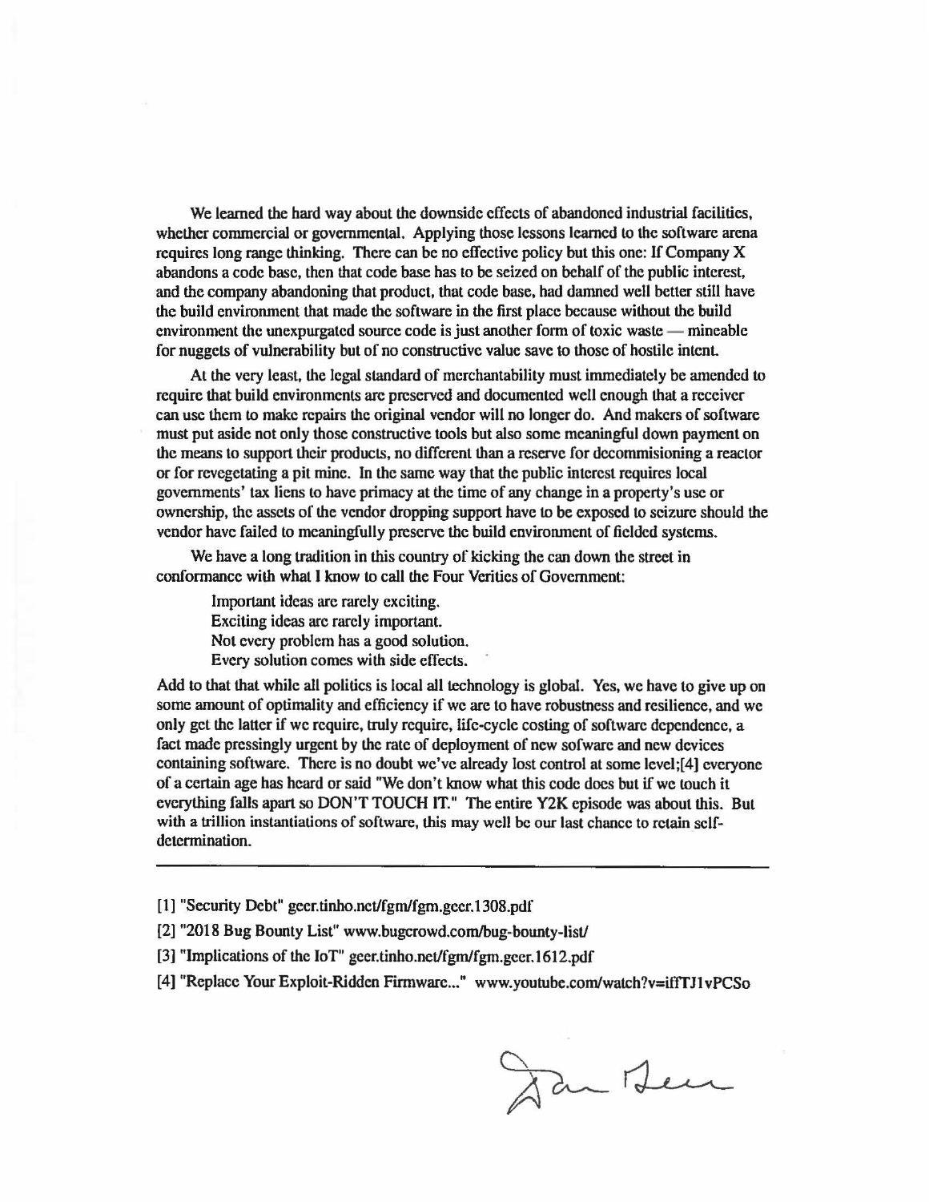We learned the hard way about the downside effects of abandoned industrial facilities, whether commercial or governmental. Applying those lessons learned to the software arena requires long range thinking. There can be no effective policy but this one: If Company X abandons a code base, then that code base has to be seized on behalf of the public interest, and the company abandoning that product, that code base, had damned well better still have the build environment that made the software in the first place because without the build environment the unexpurgated source code is just another form of toxic waste — mineable for nuggets of vulnerability but of no constructive value save to those of hostile intent.

At the very least, the legal standard of merchantability must immediately be amended to require that build environments are preserved and documented well enough that a receiver can use them to make repairs the original vendor will no longer do. And makers of software must put aside not only those constructive tools but also some meaningful down payment on the means to support their products, no different than a reserve for decommisioning a reactor or for revegetating a pit mine. In the same way that the public interest requires local governments' tax liens to have primacy at the time of any change in a property's use or ownership, the assets of the vendor dropping support have to be exposed to seizure should the vendor have failed to meaningfully preserve the build environment of fielded systems.

We have a long tradition in this country of kicking the can down the street in conformance with what I know to call the Four Verities of Government:

> Important ideas are rarely exciting.
> Exciting ideas are rarely important.
> Not every problem has a good solution.
> Every solution comes with side effects.

Add to that that while all politics is local all technology is global. Yes, we have to give up on some amount of optimality and efficiency if we are to have robustness and resilience, and we only get the latter if we require, truly require, life-cycle costing of software dependence, a fact made pressingly urgent by the rate of deployment of new sofware and new devices containing software. There is no doubt we've already lost control at some level;[4] everyone of a certain age has heard or said "We don't know what this code does but if we touch it everything falls apart so DON'T TOUCH IT." The entire Y2K episode was about this. But with a trillion instantiations of software, this may well be our last chance to retain self-determination.

---

[1] "Security Debt" geer.tinho.net/fgm/fgm.geer.1308.pdf

[2] "2018 Bug Bounty List" www.bugcrowd.com/bug-bounty-list/

[3] "Implications of the IoT" geer.tinho.net/fgm/fgm.geer.1612.pdf

[4] "Replace Your Exploit-Ridden Firmware..." www.youtube.com/watch?v=iffTJ1vPCSo